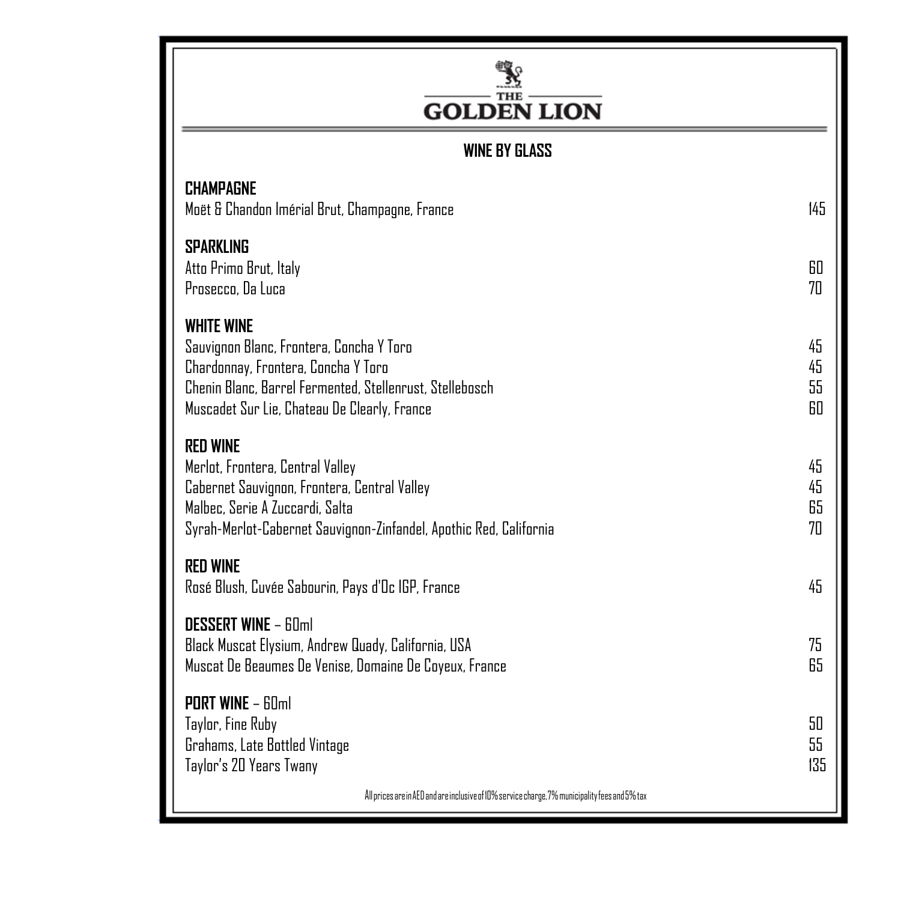# THE GOLDEN LION

## WINE BY GLASS

### CHAMPAGNE

| | |
|---|---|
| Moët & Chandon Imérial Brut, Champagne, France | 145 |

### SPARKLING

| | |
|---|---|
| Atto Primo Brut, Italy | 60 |
| Prosecco, Da Luca | 70 |

### WHITE WINE

| | |
|---|---|
| Sauvignon Blanc, Frontera, Concha Y Toro | 45 |
| Chardonnay, Frontera, Concha Y Toro | 45 |
| Chenin Blanc, Barrel Fermented, Stellenrust, Stellebosch | 55 |
| Muscadet Sur Lie, Chateau De Clearly, France | 60 |

### RED WINE

| | |
|---|---|
| Merlot, Frontera, Central Valley | 45 |
| Cabernet Sauvignon, Frontera, Central Valley | 45 |
| Malbec, Serie A Zuccardi, Salta | 65 |
| Syrah-Merlot-Cabernet Sauvignon-Zinfandel, Apothic Red, California | 70 |

### RED WINE

| | |
|---|---|
| Rosé Blush, Cuvée Sabourin, Pays d'Oc IGP, France | 45 |

### DESSERT WINE – 60ml

| | |
|---|---|
| Black Muscat Elysium, Andrew Quady, California, USA | 75 |
| Muscat De Beaumes De Venise, Domaine De Coyeux, France | 65 |

### PORT WINE – 60ml

| | |
|---|---|
| Taylor, Fine Ruby | 50 |
| Grahams, Late Bottled Vintage | 55 |
| Taylor's 20 Years Twany | 135 |

All prices are in AED and are inclusive of 10% service charge, 7% municipality fees and 5% tax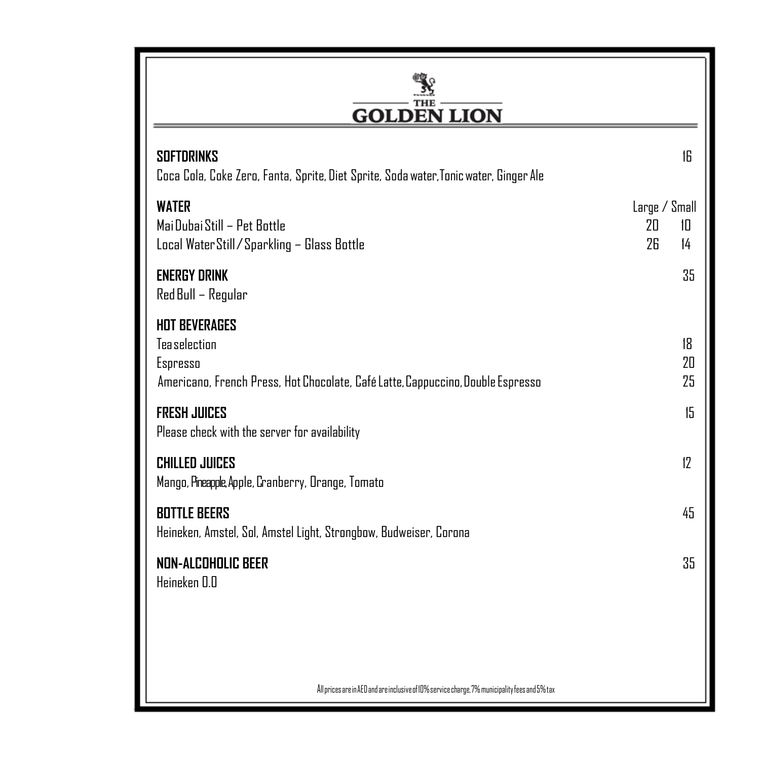# THE GOLDEN LION

**SOFTDRINKS** 16

Coca Cola, Coke Zero, Fanta, Sprite, Diet Sprite, Soda water, Tonic water, Ginger Ale

**WATER**

| | Large | Small |
|---|---|---|
| Mai Dubai Still – Pet Bottle | 20 | 10 |
| Local Water Still / Sparkling – Glass Bottle | 26 | 14 |

**ENERGY DRINK** 35

Red Bull – Regular

**HOT BEVERAGES**

| | |
|---|---|
| Tea selection | 18 |
| Espresso | 20 |
| Americano, French Press, Hot Chocolate, Café Latte, Cappuccino, Double Espresso | 25 |

**FRESH JUICES** 15

Please check with the server for availability

**CHILLED JUICES** 12

Mango, Pineapple, Apple, Cranberry, Orange, Tomato

**BOTTLE BEERS** 45

Heineken, Amstel, Sol, Amstel Light, Strongbow, Budweiser, Corona

**NON-ALCOHOLIC BEER** 35

Heineken 0.0

All prices are in AED and are inclusive of 10% service charge, 7% municipality fees and 5% tax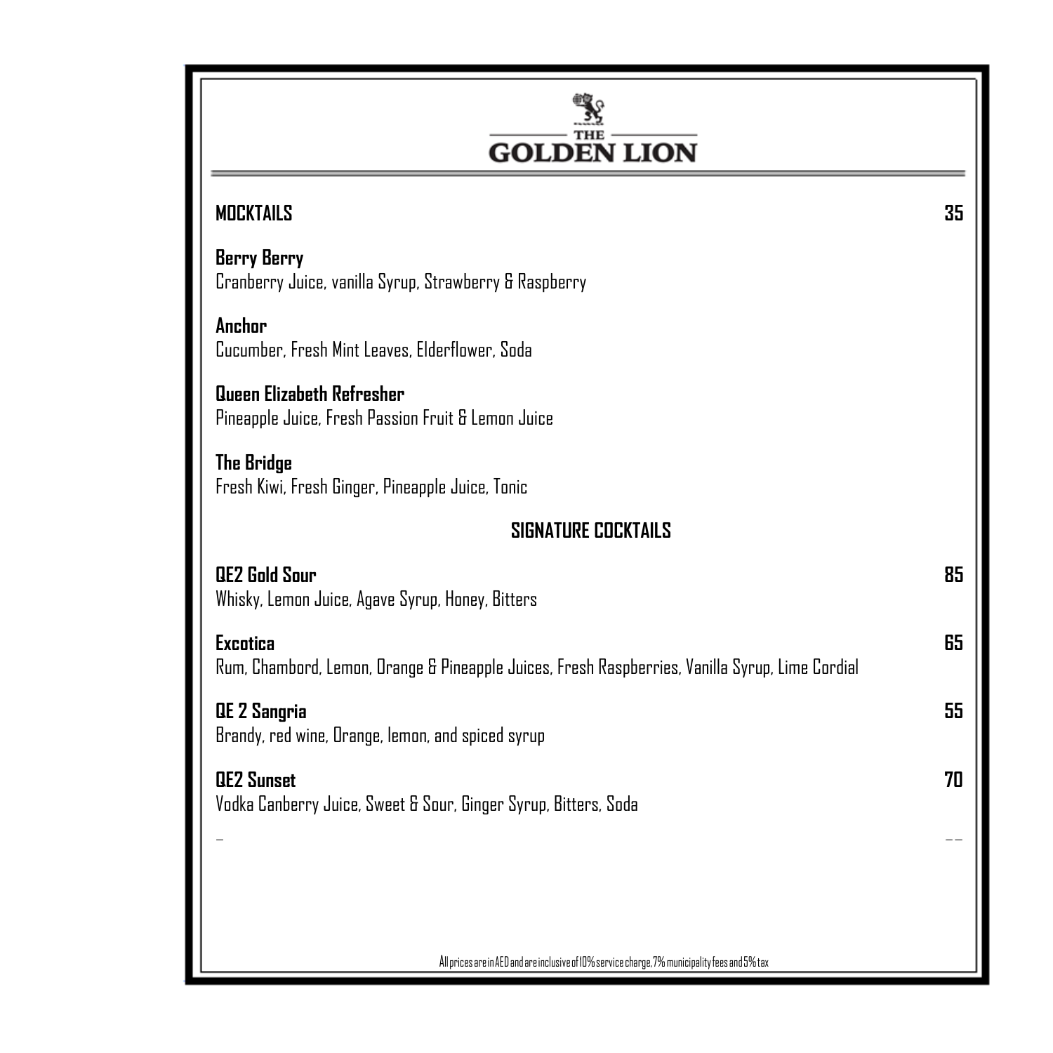# THE GOLDEN LION

## MOCKTAILS 35

**Berry Berry**
Cranberry Juice, vanilla Syrup, Strawberry & Raspberry

**Anchor**
Cucumber, Fresh Mint Leaves, Elderflower, Soda

**Queen Elizabeth Refresher**
Pineapple Juice, Fresh Passion Fruit & Lemon Juice

**The Bridge**
Fresh Kiwi, Fresh Ginger, Pineapple Juice, Tonic

## SIGNATURE COCKTAILS

**QE2 Gold Sour** 85
Whisky, Lemon Juice, Agave Syrup, Honey, Bitters

**Excotica** 65
Rum, Chambord, Lemon, Orange & Pineapple Juices, Fresh Raspberries, Vanilla Syrup, Lime Cordial

**QE 2 Sangria** 55
Brandy, red wine, Orange, lemon, and spiced syrup

**QE2 Sunset** 70
Vodka Canberry Juice, Sweet & Sour, Ginger Syrup, Bitters, Soda

All prices are in AED and are inclusive of 10% service charge, 7% municipality fees and 5% tax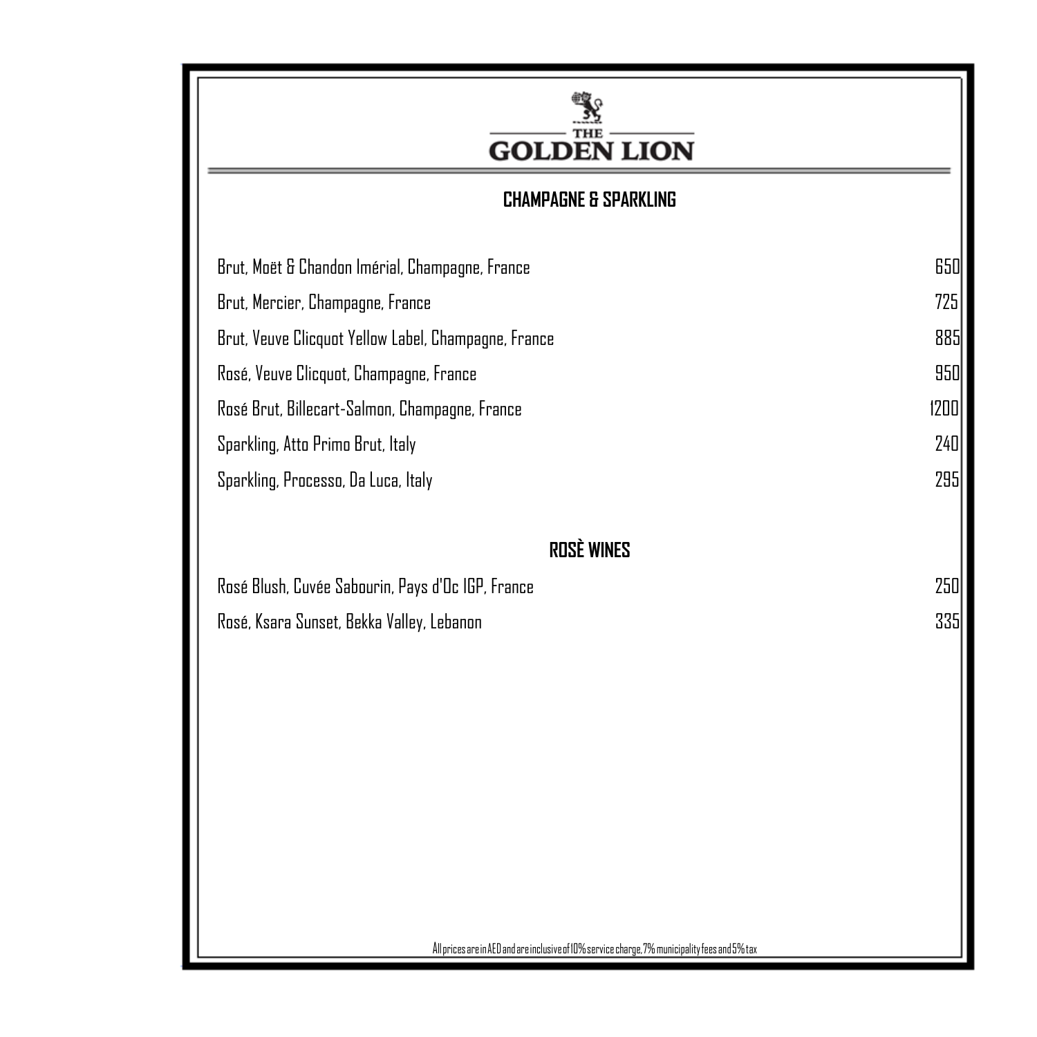# THE GOLDEN LION

## CHAMPAGNE & SPARKLING

| | |
|---|---|
| Brut, Moët & Chandon Imérial, Champagne, France | 650 |
| Brut, Mercier, Champagne, France | 725 |
| Brut, Veuve Clicquot Yellow Label, Champagne, France | 885 |
| Rosé, Veuve Clicquot, Champagne, France | 950 |
| Rosé Brut, Billecart-Salmon, Champagne, France | 1200 |
| Sparkling, Atto Primo Brut, Italy | 240 |
| Sparkling, Processo, Da Luca, Italy | 295 |

## ROSÈ WINES

| | |
|---|---|
| Rosé Blush, Cuvée Sabourin, Pays d'Oc IGP, France | 250 |
| Rosé, Ksara Sunset, Bekka Valley, Lebanon | 335 |

All prices are in AED and are inclusive of 10% service charge, 7% municipality fees and 5% tax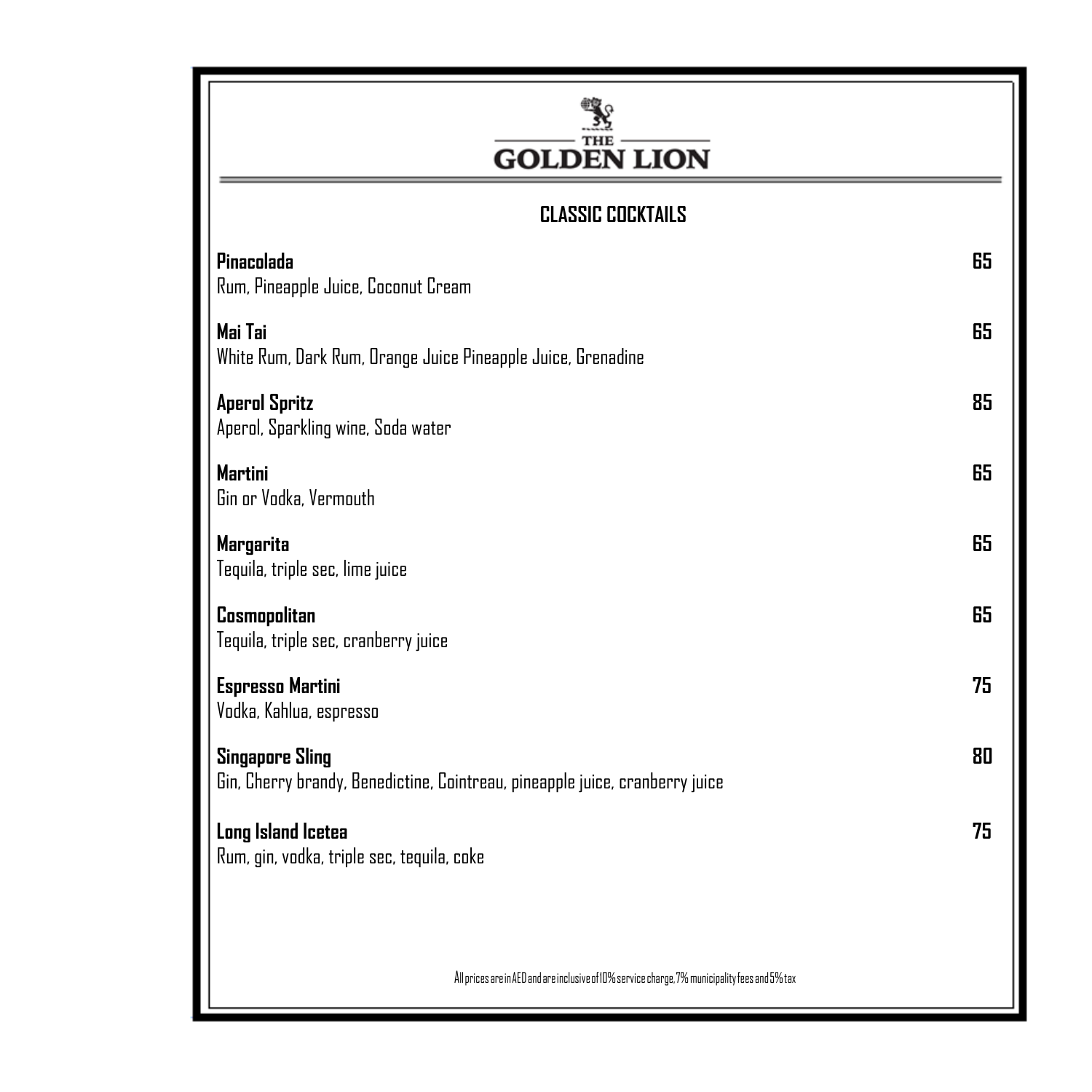# THE GOLDEN LION

## CLASSIC COCKTAILS

**Pinacolada** **65**
Rum, Pineapple Juice, Coconut Cream

**Mai Tai** **65**
White Rum, Dark Rum, Orange Juice Pineapple Juice, Grenadine

**Aperol Spritz** **85**
Aperol, Sparkling wine, Soda water

**Martini** **65**
Gin or Vodka, Vermouth

**Margarita** **65**
Tequila, triple sec, lime juice

**Cosmopolitan** **65**
Tequila, triple sec, cranberry juice

**Espresso Martini** **75**
Vodka, Kahlua, espresso

**Singapore Sling** **80**
Gin, Cherry brandy, Benedictine, Cointreau, pineapple juice, cranberry juice

**Long Island Icetea** **75**
Rum, gin, vodka, triple sec, tequila, coke

All prices are in AED and are inclusive of 10% service charge, 7% municipality fees and 5% tax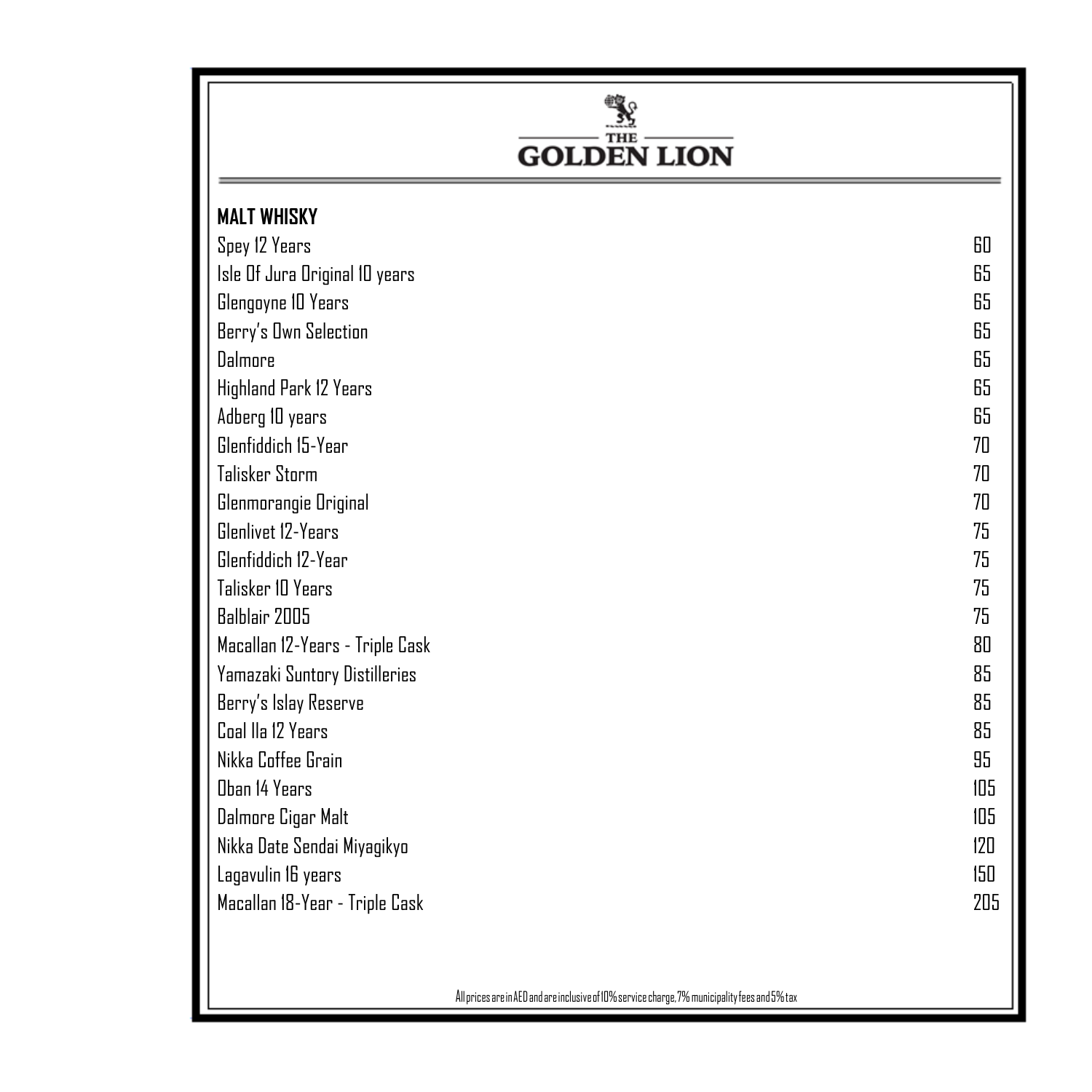# THE GOLDEN LION

## MALT WHISKY

| Item | Price |
|---|---|
| Spey 12 Years | 60 |
| Isle Of Jura Original 10 years | 65 |
| Glengoyne 10 Years | 65 |
| Berry's Own Selection | 65 |
| Dalmore | 65 |
| Highland Park 12 Years | 65 |
| Adberg 10 years | 65 |
| Glenfiddich 15-Year | 70 |
| Talisker Storm | 70 |
| Glenmorangie Original | 70 |
| Glenlivet 12-Years | 75 |
| Glenfiddich 12-Year | 75 |
| Talisker 10 Years | 75 |
| Balblair 2005 | 75 |
| Macallan 12-Years - Triple Cask | 80 |
| Yamazaki Suntory Distilleries | 85 |
| Berry's Islay Reserve | 85 |
| Coal Ila 12 Years | 85 |
| Nikka Coffee Grain | 95 |
| Oban 14 Years | 105 |
| Dalmore Cigar Malt | 105 |
| Nikka Date Sendai Miyagikyo | 120 |
| Lagavulin 16 years | 150 |
| Macallan 18-Year - Triple Cask | 205 |

All prices are in AED and are inclusive of 10% service charge, 7% municipality fees and 5% tax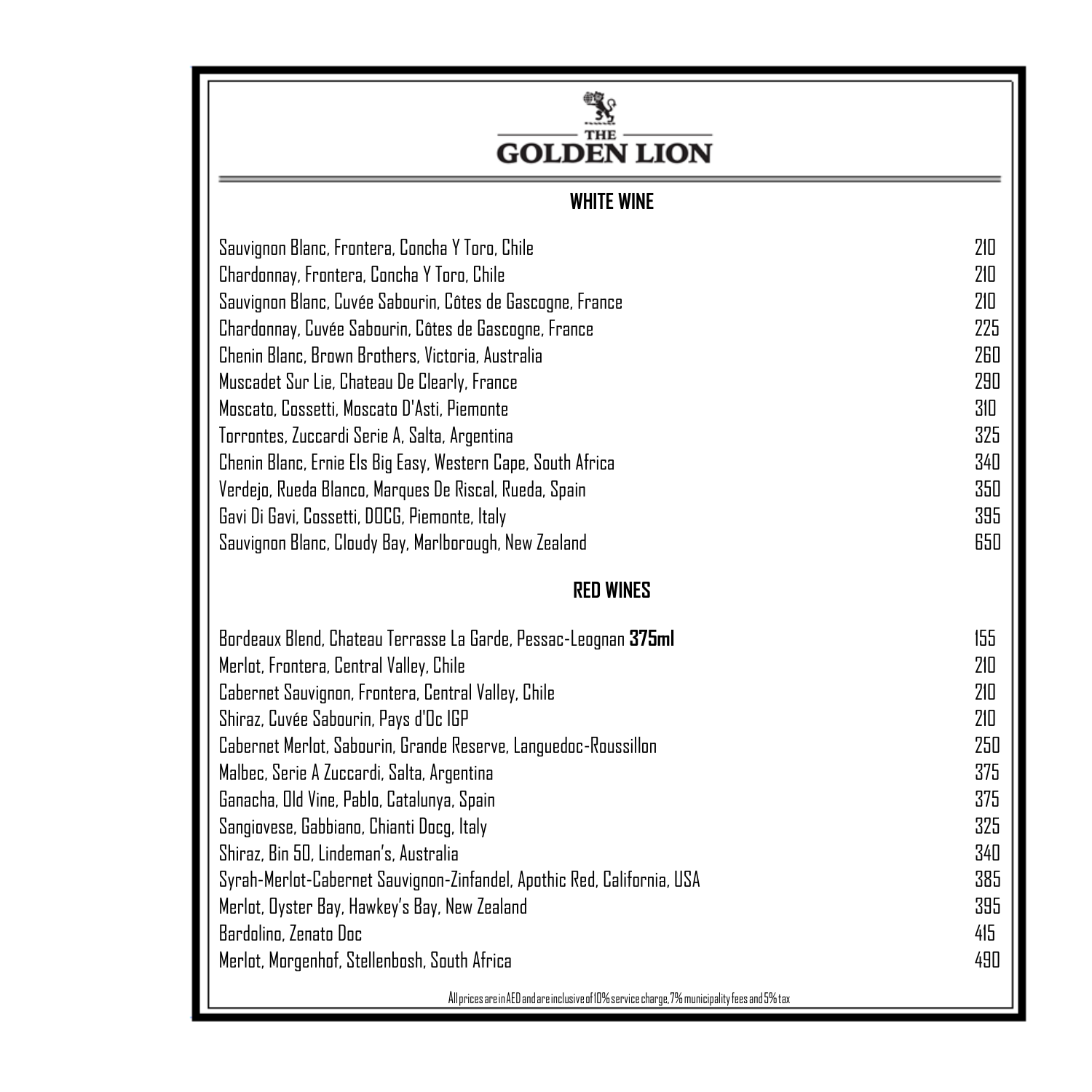# THE GOLDEN LION

## WHITE WINE

| | |
|---|---|
| Sauvignon Blanc, Frontera, Concha Y Toro, Chile | 210 |
| Chardonnay, Frontera, Concha Y Toro, Chile | 210 |
| Sauvignon Blanc, Cuvée Sabourin, Côtes de Gascogne, France | 210 |
| Chardonnay, Cuvée Sabourin, Côtes de Gascogne, France | 225 |
| Chenin Blanc, Brown Brothers, Victoria, Australia | 260 |
| Muscadet Sur Lie, Chateau De Clearly, France | 290 |
| Moscato, Cossetti, Moscato D'Asti, Piemonte | 310 |
| Torrontes, Zuccardi Serie A, Salta, Argentina | 325 |
| Chenin Blanc, Ernie Els Big Easy, Western Cape, South Africa | 340 |
| Verdejo, Rueda Blanco, Marques De Riscal, Rueda, Spain | 350 |
| Gavi Di Gavi, Cossetti, DOCG, Piemonte, Italy | 395 |
| Sauvignon Blanc, Cloudy Bay, Marlborough, New Zealand | 650 |

## RED WINES

| | |
|---|---|
| Bordeaux Blend, Chateau Terrasse La Garde, Pessac-Leognan **375ml** | 155 |
| Merlot, Frontera, Central Valley, Chile | 210 |
| Cabernet Sauvignon, Frontera, Central Valley, Chile | 210 |
| Shiraz, Cuvée Sabourin, Pays d'Oc IGP | 210 |
| Cabernet Merlot, Sabourin, Grande Reserve, Languedoc-Roussillon | 250 |
| Malbec, Serie A Zuccardi, Salta, Argentina | 375 |
| Ganacha, Old Vine, Pablo, Catalunya, Spain | 375 |
| Sangiovese, Gabbiano, Chianti Docg, Italy | 325 |
| Shiraz, Bin 50, Lindeman's, Australia | 340 |
| Syrah-Merlot-Cabernet Sauvignon-Zinfandel, Apothic Red, California, USA | 385 |
| Merlot, Oyster Bay, Hawkey's Bay, New Zealand | 395 |
| Bardolino, Zenato Doc | 415 |
| Merlot, Morgenhof, Stellenbosh, South Africa | 490 |

All prices are in AED and are inclusive of 10% service charge, 7% municipality fees and 5% tax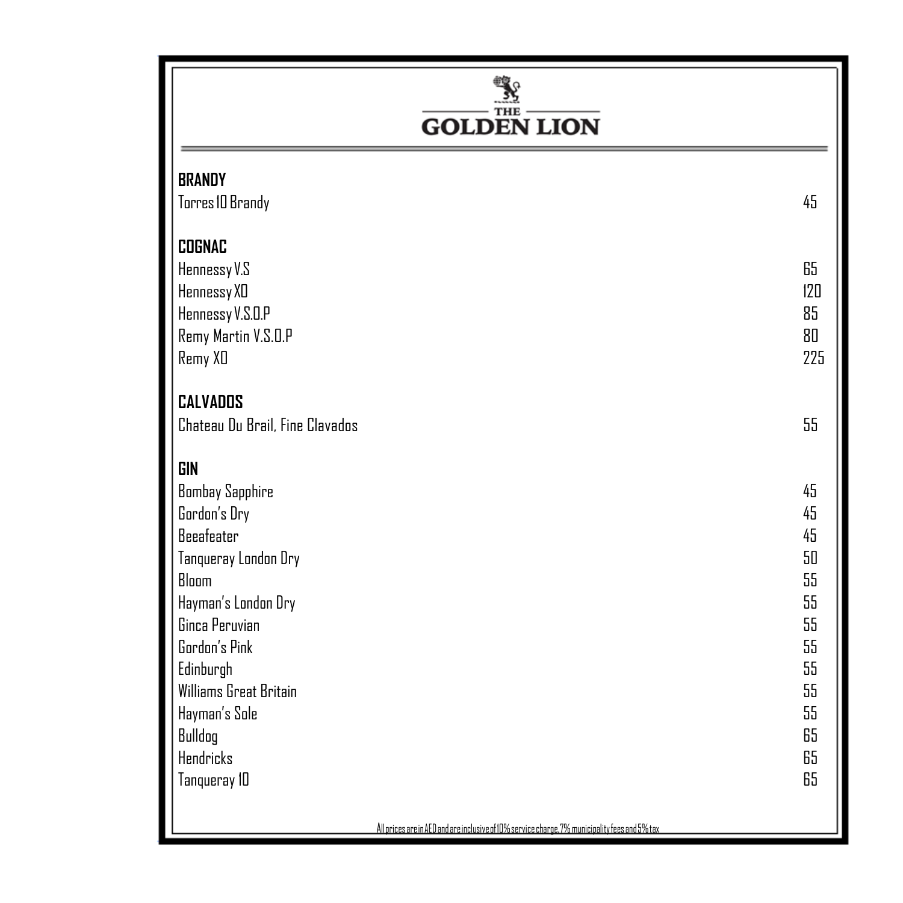# THE GOLDEN LION

## BRANDY

| | |
|---|---|
| Torres 10 Brandy | 45 |

## COGNAC

| | |
|---|---|
| Hennessy V.S | 65 |
| Hennessy XO | 120 |
| Hennessy V.S.O.P | 85 |
| Remy Martin V.S.O.P | 80 |
| Remy XO | 225 |

## CALVADOS

| | |
|---|---|
| Chateau Du Brail, Fine Clavados | 55 |

## GIN

| | |
|---|---|
| Bombay Sapphire | 45 |
| Gordon's Dry | 45 |
| Beeafeater | 45 |
| Tanqueray London Dry | 50 |
| Bloom | 55 |
| Hayman's London Dry | 55 |
| Ginca Peruvian | 55 |
| Gordon's Pink | 55 |
| Edinburgh | 55 |
| Williams Great Britain | 55 |
| Hayman's Sole | 55 |
| Bulldog | 65 |
| Hendricks | 65 |
| Tanqueray 10 | 65 |

All prices are in AED and are inclusive of 10% service charge, 7% municipality fees and 5% tax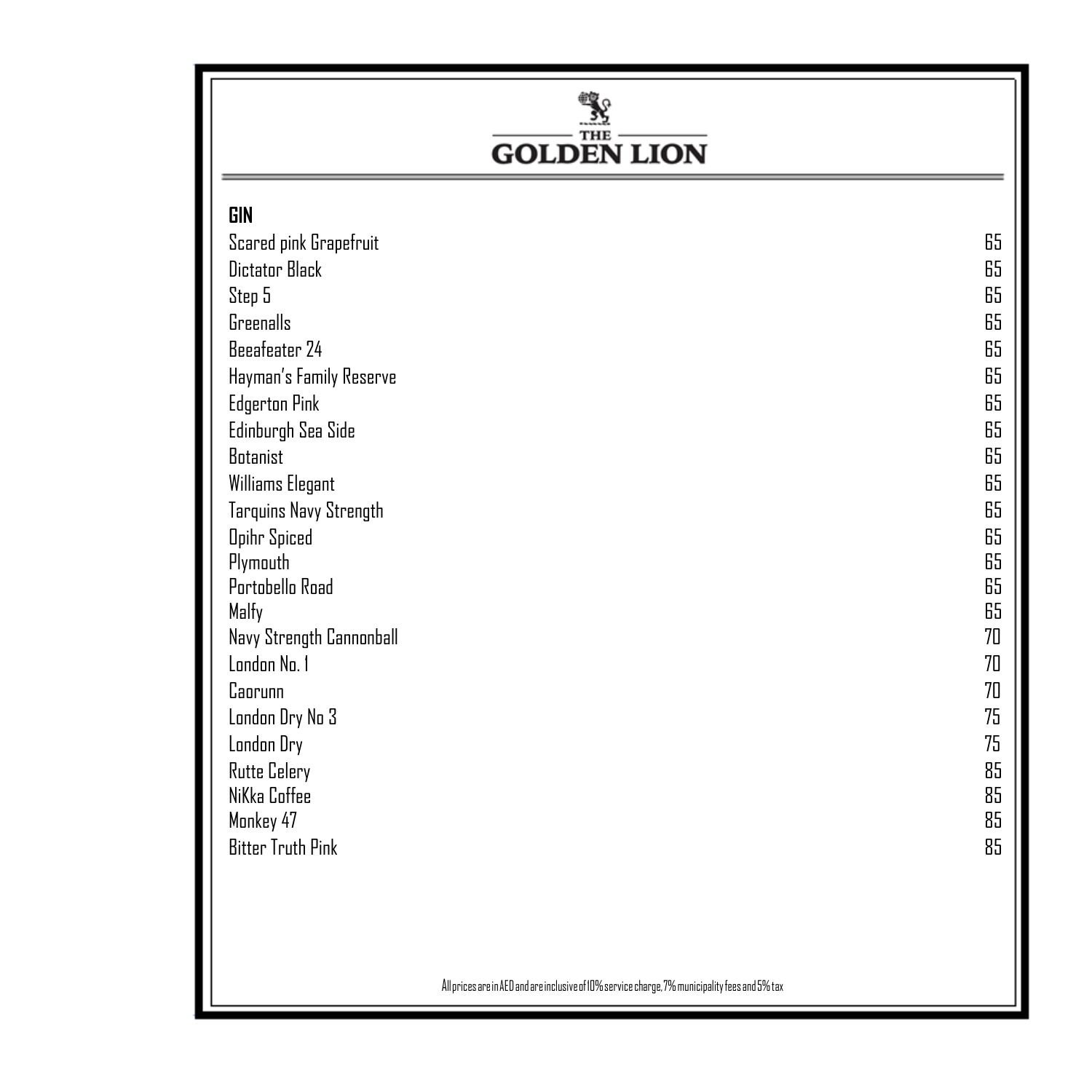# THE GOLDEN LION

## GIN

| Item | Price |
|---|---|
| Scared pink Grapefruit | 65 |
| Dictator Black | 65 |
| Step 5 | 65 |
| Greenalls | 65 |
| Beeafeater 24 | 65 |
| Hayman's Family Reserve | 65 |
| Edgerton Pink | 65 |
| Edinburgh Sea Side | 65 |
| Botanist | 65 |
| Williams Elegant | 65 |
| Tarquins Navy Strength | 65 |
| Opihr Spiced | 65 |
| Plymouth | 65 |
| Portobello Road | 65 |
| Malfy | 65 |
| Navy Strength Cannonball | 70 |
| London No. 1 | 70 |
| Caorunn | 70 |
| London Dry No 3 | 75 |
| London Dry | 75 |
| Rutte Celery | 85 |
| NiKka Coffee | 85 |
| Monkey 47 | 85 |
| Bitter Truth Pink | 85 |

All prices are in AED and are inclusive of 10% service charge, 7% municipality fees and 5% tax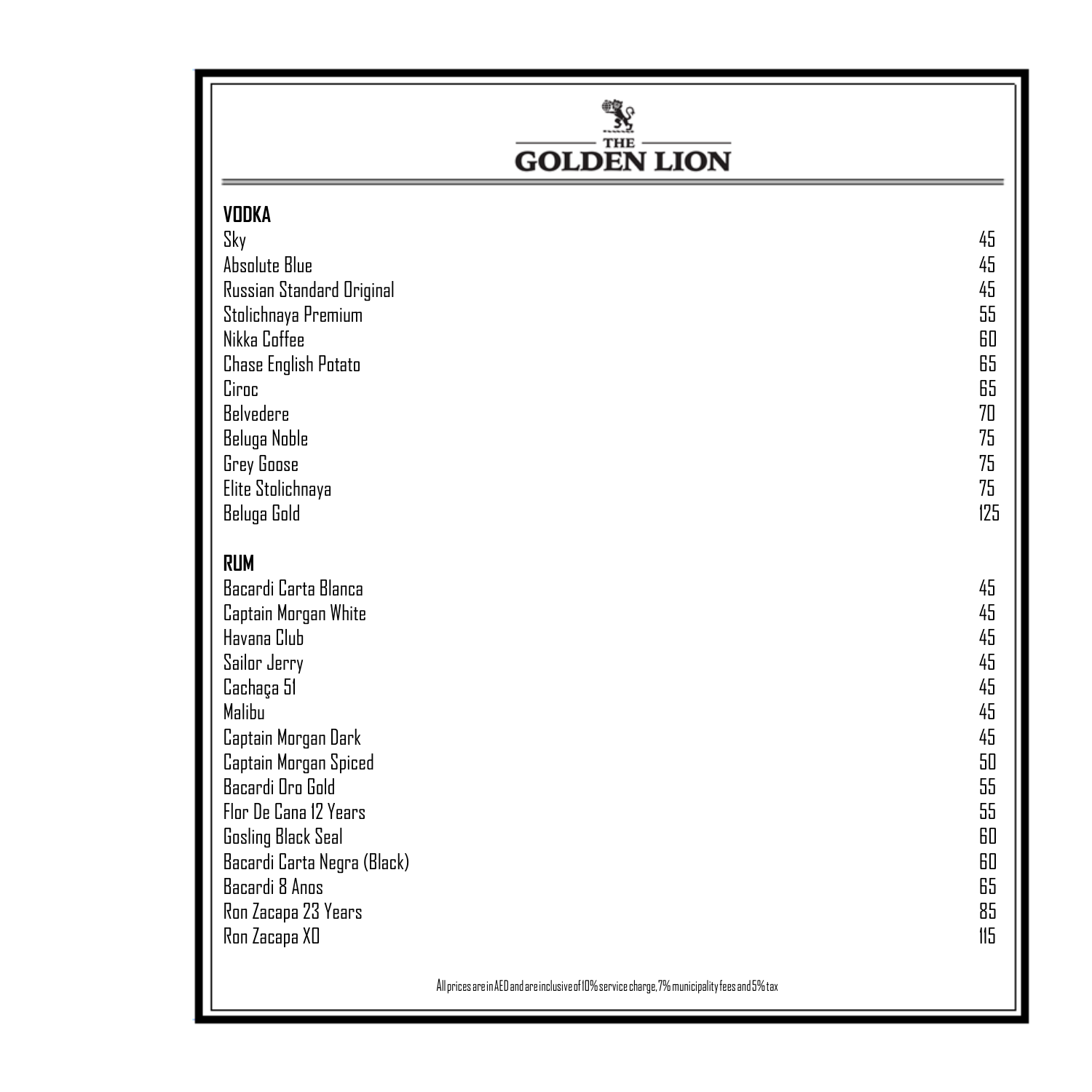# THE GOLDEN LION

## VODKA

| | |
|---|---|
| Sky | 45 |
| Absolute Blue | 45 |
| Russian Standard Original | 45 |
| Stolichnaya Premium | 55 |
| Nikka Coffee | 60 |
| Chase English Potato | 65 |
| Ciroc | 65 |
| Belvedere | 70 |
| Beluga Noble | 75 |
| Grey Goose | 75 |
| Elite Stolichnaya | 75 |
| Beluga Gold | 125 |

## RUM

| | |
|---|---|
| Bacardi Carta Blanca | 45 |
| Captain Morgan White | 45 |
| Havana Club | 45 |
| Sailor Jerry | 45 |
| Cachaça 51 | 45 |
| Malibu | 45 |
| Captain Morgan Dark | 45 |
| Captain Morgan Spiced | 50 |
| Bacardi Oro Gold | 55 |
| Flor De Cana 12 Years | 55 |
| Gosling Black Seal | 60 |
| Bacardi Carta Negra (Black) | 60 |
| Bacardi 8 Anos | 65 |
| Ron Zacapa 23 Years | 85 |
| Ron Zacapa XO | 115 |

All prices are in AED and are inclusive of 10% service charge, 7% municipality fees and 5% tax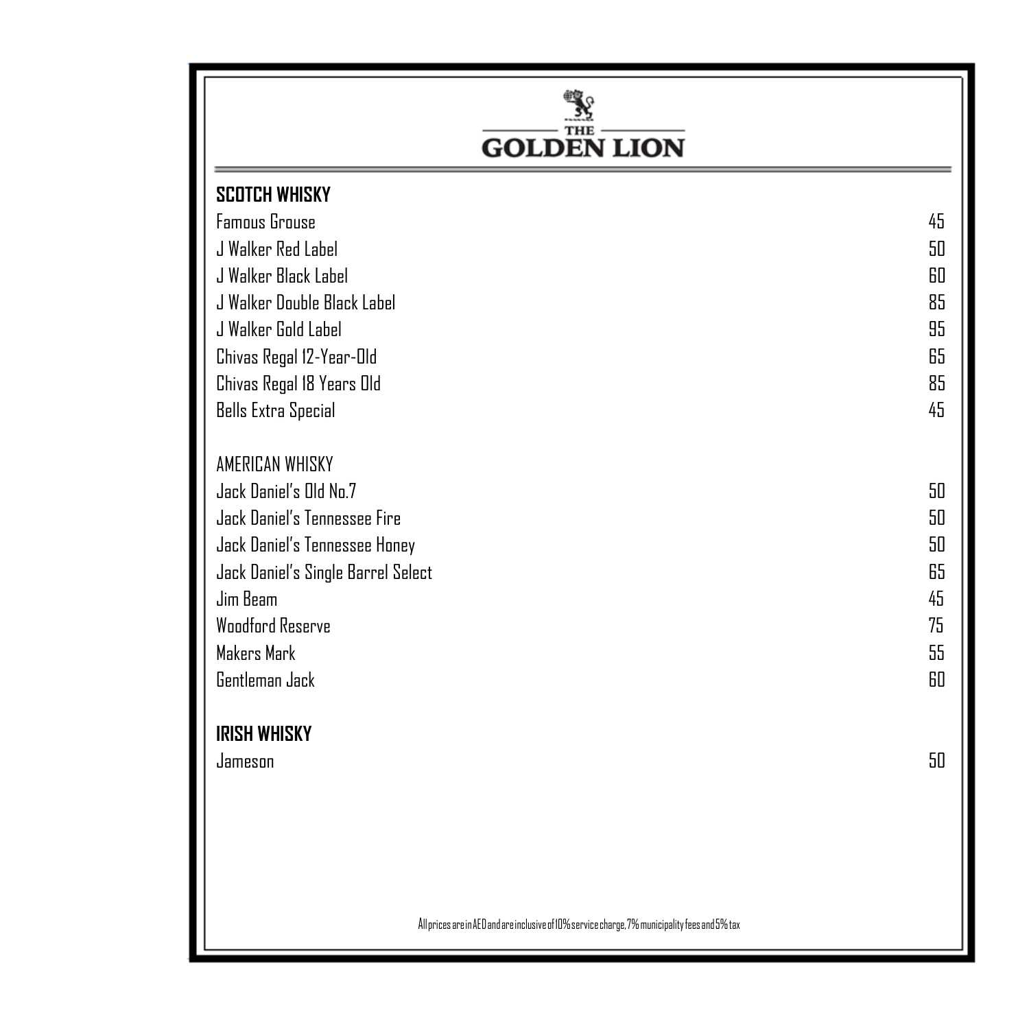# THE GOLDEN LION

## SCOTCH WHISKY

| Item | Price |
|---|---|
| Famous Grouse | 45 |
| J Walker Red Label | 50 |
| J Walker Black Label | 60 |
| J Walker Double Black Label | 85 |
| J Walker Gold Label | 95 |
| Chivas Regal 12-Year-Old | 65 |
| Chivas Regal 18 Years Old | 85 |
| Bells Extra Special | 45 |

## AMERICAN WHISKY

| Item | Price |
|---|---|
| Jack Daniel's Old No.7 | 50 |
| Jack Daniel's Tennessee Fire | 50 |
| Jack Daniel's Tennessee Honey | 50 |
| Jack Daniel's Single Barrel Select | 65 |
| Jim Beam | 45 |
| Woodford Reserve | 75 |
| Makers Mark | 55 |
| Gentleman Jack | 60 |

## IRISH WHISKY

| Item | Price |
|---|---|
| Jameson | 50 |

All prices are in AED and are inclusive of 10% service charge, 7% municipality fees and 5% tax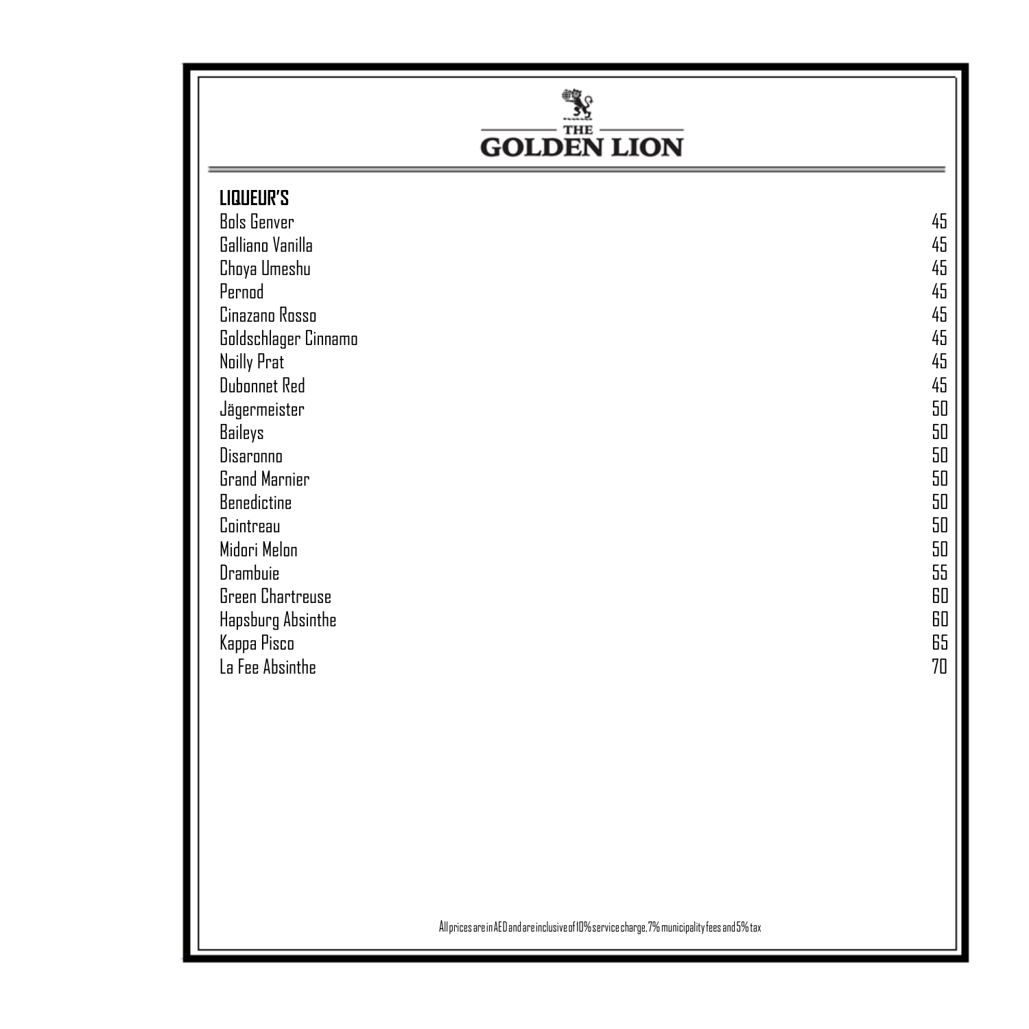# THE GOLDEN LION

## LIQUEUR'S

| | |
|---|---|
| Bols Genver | 45 |
| Galliano Vanilla | 45 |
| Choya Umeshu | 45 |
| Pernod | 45 |
| Cinazano Rosso | 45 |
| Goldschlager Cinnamo | 45 |
| Noilly Prat | 45 |
| Dubonnet Red | 45 |
| Jägermeister | 50 |
| Baileys | 50 |
| Disaronno | 50 |
| Grand Marnier | 50 |
| Benedictine | 50 |
| Cointreau | 50 |
| Midori Melon | 50 |
| Drambuie | 55 |
| Green Chartreuse | 60 |
| Hapsburg Absinthe | 60 |
| Kappa Pisco | 65 |
| La Fee Absinthe | 70 |

All prices are in AED and are inclusive of 10% service charge, 7% municipality fees and 5% tax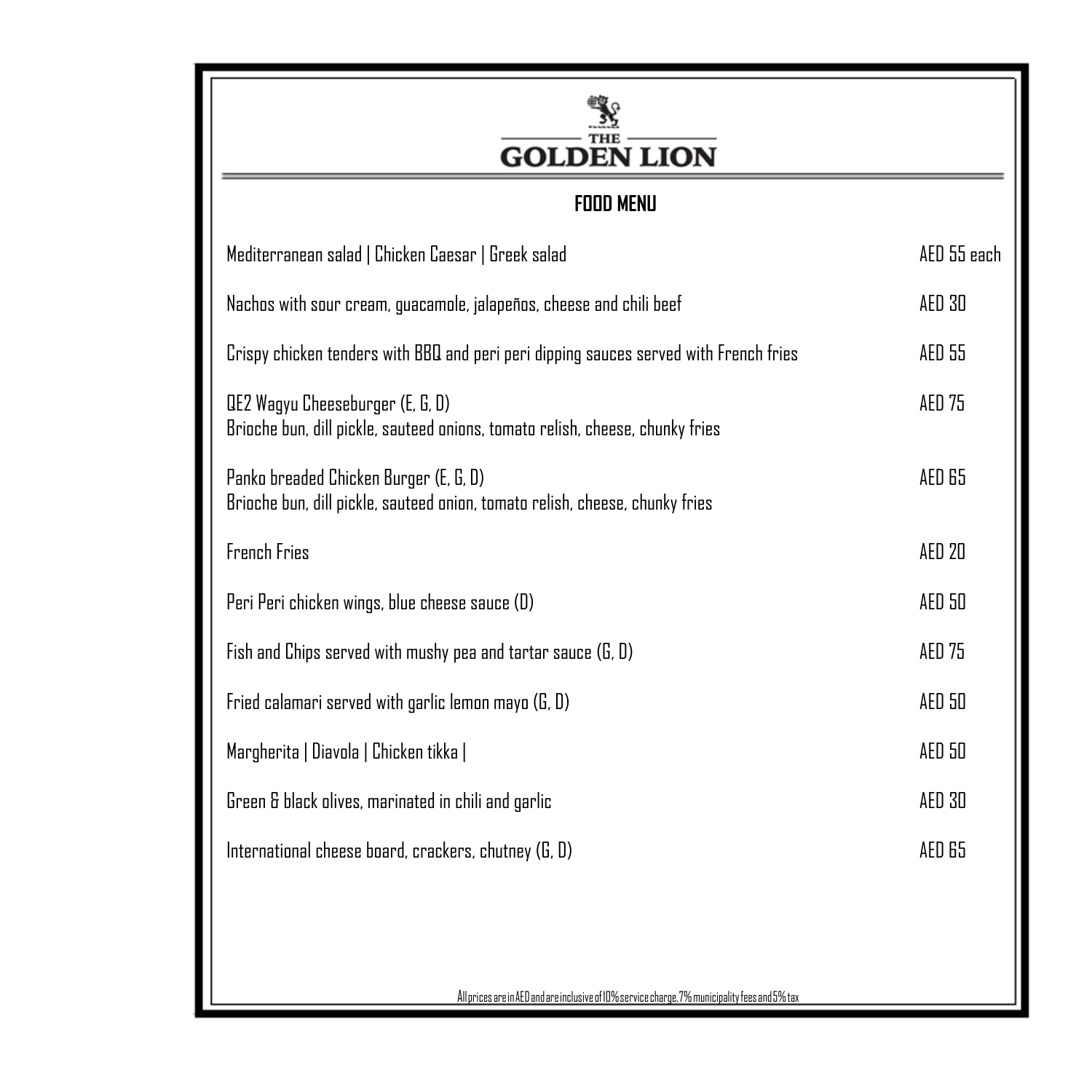# THE GOLDEN LION

## FOOD MENU

| Item | Price |
| --- | --- |
| Mediterranean salad \| Chicken Caesar \| Greek salad | AED 55 each |
| Nachos with sour cream, guacamole, jalapeños, cheese and chili beef | AED 30 |
| Crispy chicken tenders with BBQ and peri peri dipping sauces served with French fries | AED 55 |
| QE2 Wagyu Cheeseburger (E, G, D)<br>Brioche bun, dill pickle, sauteed onions, tomato relish, cheese, chunky fries | AED 75 |
| Panko breaded Chicken Burger (E, G, D)<br>Brioche bun, dill pickle, sauteed onion, tomato relish, cheese, chunky fries | AED 65 |
| French Fries | AED 20 |
| Peri Peri chicken wings, blue cheese sauce (D) | AED 50 |
| Fish and Chips served with mushy pea and tartar sauce (G, D) | AED 75 |
| Fried calamari served with garlic lemon mayo (G, D) | AED 50 |
| Margherita \| Diavola \| Chicken tikka \| | AED 50 |
| Green & black olives, marinated in chili and garlic | AED 30 |
| International cheese board, crackers, chutney (G, D) | AED 65 |

All prices are in AED and are inclusive of 10% service charge, 7% municipality fees and 5% tax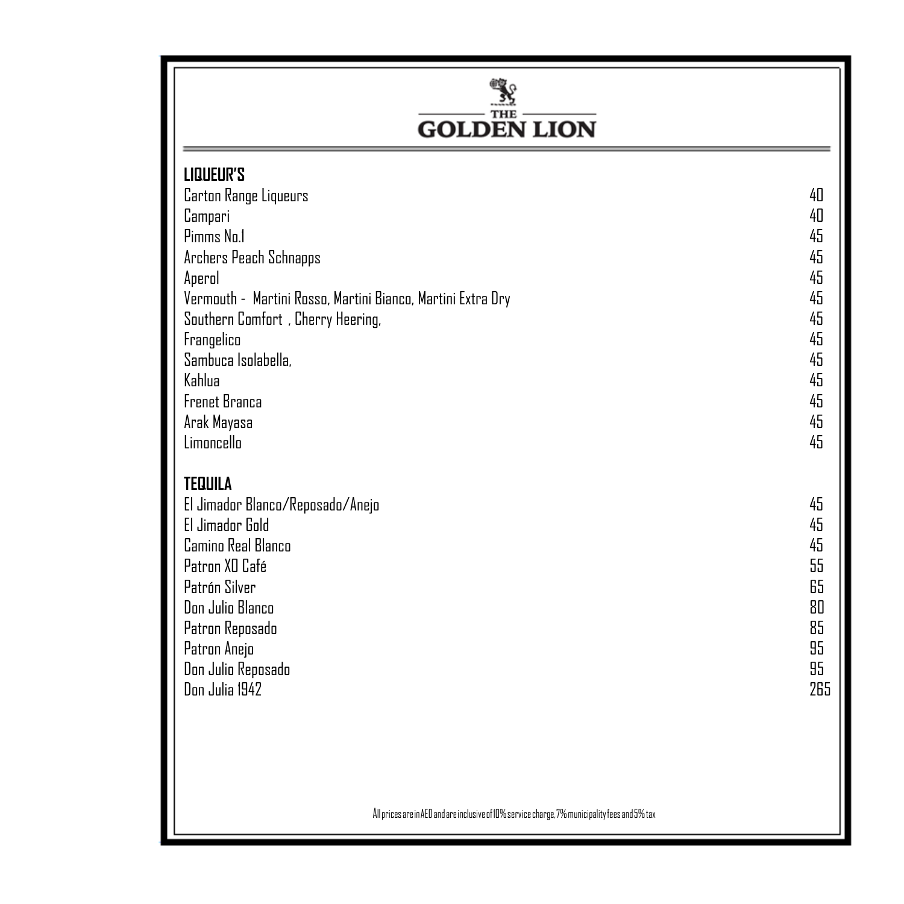# THE GOLDEN LION

## LIQUEUR'S

| | |
|---|---|
| Carton Range Liqueurs | 40 |
| Campari | 40 |
| Pimms No.1 | 45 |
| Archers Peach Schnapps | 45 |
| Aperol | 45 |
| Vermouth - Martini Rosso, Martini Bianco, Martini Extra Dry | 45 |
| Southern Comfort , Cherry Heering, | 45 |
| Frangelico | 45 |
| Sambuca Isolabella, | 45 |
| Kahlua | 45 |
| Frenet Branca | 45 |
| Arak Mayasa | 45 |
| Limoncello | 45 |

## TEQUILA

| | |
|---|---|
| El Jimador Blanco/Reposado/Anejo | 45 |
| El Jimador Gold | 45 |
| Camino Real Blanco | 45 |
| Patron XO Café | 55 |
| Patrón Silver | 65 |
| Don Julio Blanco | 80 |
| Patron Reposado | 85 |
| Patron Anejo | 95 |
| Don Julio Reposado | 95 |
| Don Julia 1942 | 265 |

All prices are in AED and are inclusive of 10% service charge, 7% municipality fees and 5% tax